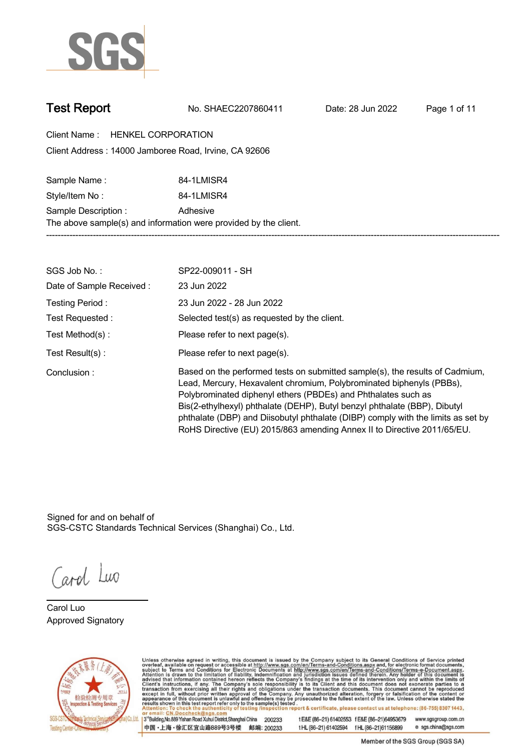# Test Report

No. SHAEC2207860411    Date: 28 Jun 2022

Client Name : HENKEL CORPORATION

Client Address : 14000 Jamboree Road, Irvine, CA 92606

Sample Name : 84-1LMISR4

Style/Item No : 84-1LMISR4

Sample Description : Adhesive

The above sample(s) and information were provided by the client.

---

SGS Job No. : SP22-009011 - SH

Date of Sample Received : 23 Jun 2022

Testing Period : 23 Jun 2022 - 28 Jun 2022

Test Requested : Selected test(s) as requested by the client.

Test Method(s) : Please refer to next page(s).

Test Result(s) : Please refer to next page(s).

Conclusion : Based on the performed tests on submitted sample(s), the results of Cadmium, Lead, Mercury, Hexavalent chromium, Polybrominated biphenyls (PBBs), Polybrominated diphenyl ethers (PBDEs) and Phthalates such as Bis(2-ethylhexyl) phthalate (DEHP), Butyl benzyl phthalate (BBP), Dibutyl phthalate (DBP) and Diisobutyl phthalate (DIBP) comply with the limits as set by RoHS Directive (EU) 2015/863 amending Annex II to Directive 2011/65/EU.

Signed for and on behalf of
SGS-CSTC Standards Technical Services (Shanghai) Co., Ltd.

Carol Luo
Approved Signatory

Unless otherwise agreed in writing, this document is issued by the Company subject to its General Conditions of Service printed overleaf, available on request or accessible at http://www.sgs.com/en/Terms-and-Conditions.aspx and, for electronic format documents, subject to Terms and Conditions for Electronic Documents at http://www.sgs.com/en/Terms-and-Conditions/Terms-e-Document.aspx. Attention is drawn to the limitation of liability, indemnification and jurisdiction issues defined therein. Any holder of this document is advised that information contained hereon reflects the Company's findings at the time of its intervention only and within the limits of Client's instructions, if any. The Company's sole responsibility is to its Client and this document does not exonerate parties to a transaction from exercising all their rights and obligations under the transaction documents. This document cannot be reproduced except in full, without prior written approval of the Company. Any unauthorized alteration, forgery or falsification of the content or appearance of this document is unlawful and offenders may be prosecuted to the fullest extent of the law. Unless otherwise stated the results shown in this test report refer only to the sample(s) tested.

Attention: To check the authenticity of testing /inspection report & certificate, please contact us at telephone: (86-755) 8307 1443, or email: CN.Doccheck@sgs.com

3rd Building,No.889 Yishan Road Xuhui District,Shanghai China 200233 t E&E (86-21) 61402553 f E&E (86-21)64953679 www.sgsgroup.com.cn

中国・上海・徐汇区宜山路889号3号楼 邮编: 200233 t HL (86-21) 61402594 f HL (86-21)61156899 e sgs.china@sgs.com

Member of the SGS Group (SGS SA)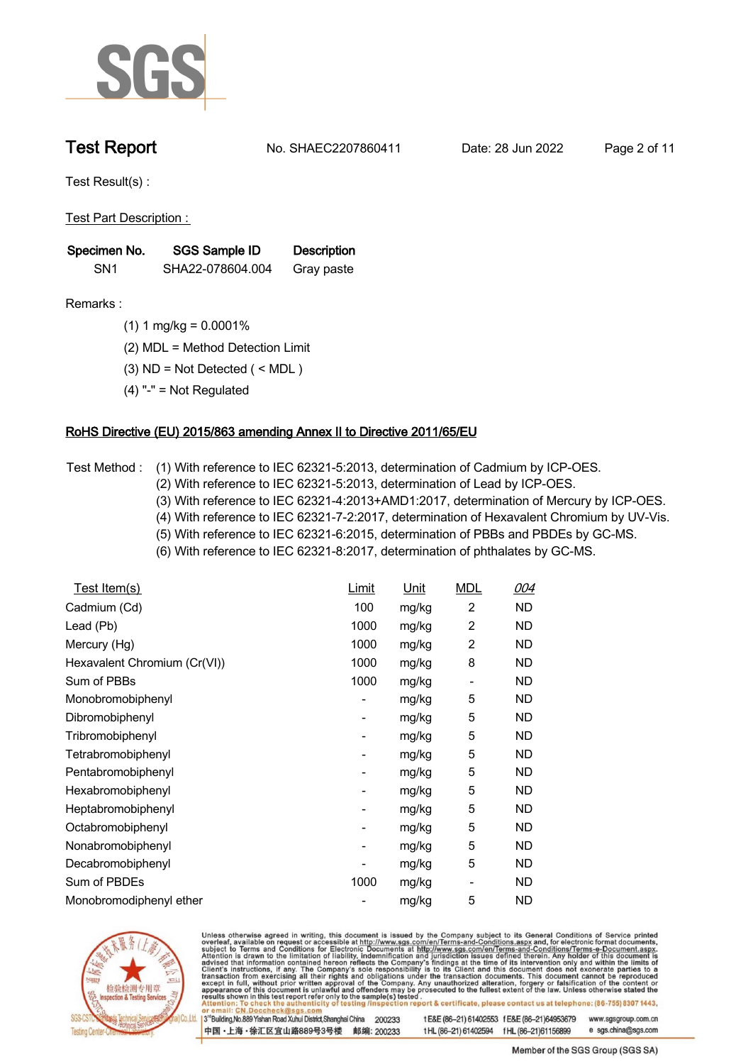# Test Report

No. SHAEC2207860411 Date: 28 Jun 2022

Test Result(s) :

Test Part Description :

| Specimen No. | SGS Sample ID | Description |
|---|---|---|
| SN1 | SHA22-078604.004 | Gray paste |

Remarks :

(1) 1 mg/kg = 0.0001%

(2) MDL = Method Detection Limit

(3) ND = Not Detected ( < MDL )

(4) "-" = Not Regulated

## RoHS Directive (EU) 2015/863 amending Annex II to Directive 2011/65/EU

Test Method :
(1) With reference to IEC 62321-5:2013, determination of Cadmium by ICP-OES.
(2) With reference to IEC 62321-5:2013, determination of Lead by ICP-OES.
(3) With reference to IEC 62321-4:2013+AMD1:2017, determination of Mercury by ICP-OES.
(4) With reference to IEC 62321-7-2:2017, determination of Hexavalent Chromium by UV-Vis.
(5) With reference to IEC 62321-6:2015, determination of PBBs and PBDEs by GC-MS.
(6) With reference to IEC 62321-8:2017, determination of phthalates by GC-MS.

| Test Item(s) | Limit | Unit | MDL | 004 |
|---|---|---|---|---|
| Cadmium (Cd) | 100 | mg/kg | 2 | ND |
| Lead (Pb) | 1000 | mg/kg | 2 | ND |
| Mercury (Hg) | 1000 | mg/kg | 2 | ND |
| Hexavalent Chromium (Cr(VI)) | 1000 | mg/kg | 8 | ND |
| Sum of PBBs | 1000 | mg/kg | - | ND |
| Monobromobiphenyl | - | mg/kg | 5 | ND |
| Dibromobiphenyl | - | mg/kg | 5 | ND |
| Tribromobiphenyl | - | mg/kg | 5 | ND |
| Tetrabromobiphenyl | - | mg/kg | 5 | ND |
| Pentabromobiphenyl | - | mg/kg | 5 | ND |
| Hexabromobiphenyl | - | mg/kg | 5 | ND |
| Heptabromobiphenyl | - | mg/kg | 5 | ND |
| Octabromobiphenyl | - | mg/kg | 5 | ND |
| Nonabromobiphenyl | - | mg/kg | 5 | ND |
| Decabromobiphenyl | - | mg/kg | 5 | ND |
| Sum of PBDEs | 1000 | mg/kg | - | ND |
| Monobromodiphenyl ether | - | mg/kg | 5 | ND |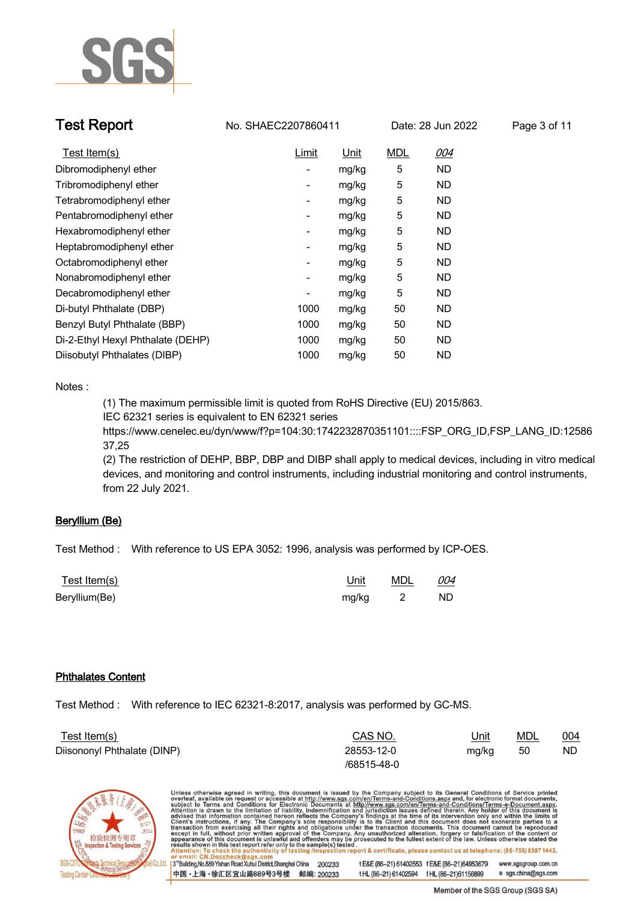| Test Item(s) | Limit | Unit | MDL | *004* |
|---|---|---|---|---|
| Dibromodiphenyl ether | - | mg/kg | 5 | ND |
| Tribromodiphenyl ether | - | mg/kg | 5 | ND |
| Tetrabromodiphenyl ether | - | mg/kg | 5 | ND |
| Pentabromodiphenyl ether | - | mg/kg | 5 | ND |
| Hexabromodiphenyl ether | - | mg/kg | 5 | ND |
| Heptabromodiphenyl ether | - | mg/kg | 5 | ND |
| Octabromodiphenyl ether | - | mg/kg | 5 | ND |
| Nonabromodiphenyl ether | - | mg/kg | 5 | ND |
| Decabromodiphenyl ether | - | mg/kg | 5 | ND |
| Di-butyl Phthalate (DBP) | 1000 | mg/kg | 50 | ND |
| Benzyl Butyl Phthalate (BBP) | 1000 | mg/kg | 50 | ND |
| Di-2-Ethyl Hexyl Phthalate (DEHP) | 1000 | mg/kg | 50 | ND |
| Diisobutyl Phthalates (DIBP) | 1000 | mg/kg | 50 | ND |

Notes :

(1) The maximum permissible limit is quoted from RoHS Directive (EU) 2015/863.
IEC 62321 series is equivalent to EN 62321 series
https://www.cenelec.eu/dyn/www/f?p=104:30:1742232870351101::::FSP_ORG_ID,FSP_LANG_ID:1258637,25

(2) The restriction of DEHP, BBP, DBP and DIBP shall apply to medical devices, including in vitro medical devices, and monitoring and control instruments, including industrial monitoring and control instruments, from 22 July 2021.

## Beryllium (Be)

Test Method : With reference to US EPA 3052: 1996, analysis was performed by ICP-OES.

| Test Item(s) | Unit | MDL | *004* |
|---|---|---|---|
| Beryllium(Be) | mg/kg | 2 | ND |

## Phthalates Content

Test Method : With reference to IEC 62321-8:2017, analysis was performed by GC-MS.

| Test Item(s) | CAS NO. | Unit | MDL | 004 |
|---|---|---|---|---|
| Diisononyl Phthalate (DINP) | 28553-12-0 /68515-48-0 | mg/kg | 50 | ND |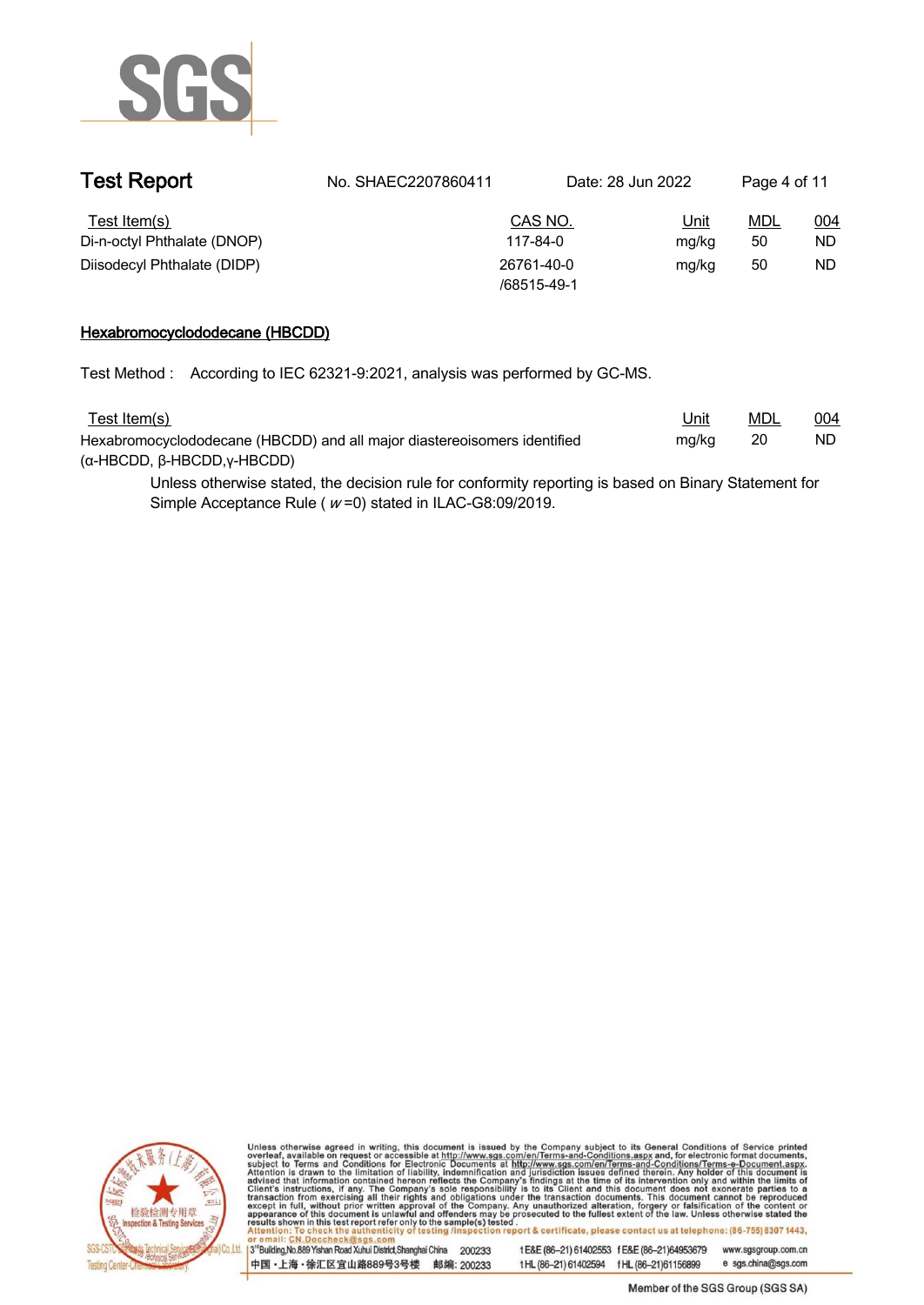| Test Item(s) | CAS NO. | Unit | MDL | 004 |
|---|---|---|---|---|
| Di-n-octyl Phthalate (DNOP) | 117-84-0 | mg/kg | 50 | ND |
| Diisodecyl Phthalate (DIDP) | 26761-40-0 /68515-49-1 | mg/kg | 50 | ND |

## Hexabromocyclododecane (HBCDD)

Test Method : According to IEC 62321-9:2021, analysis was performed by GC-MS.

| Test Item(s) | Unit | MDL | 004 |
|---|---|---|---|
| Hexabromocyclododecane (HBCDD) and all major diastereoisomers identified (α-HBCDD, β-HBCDD,γ-HBCDD) | mg/kg | 20 | ND |

Unless otherwise stated, the decision rule for conformity reporting is based on Binary Statement for Simple Acceptance Rule ( $w$=0) stated in ILAC-G8:09/2019.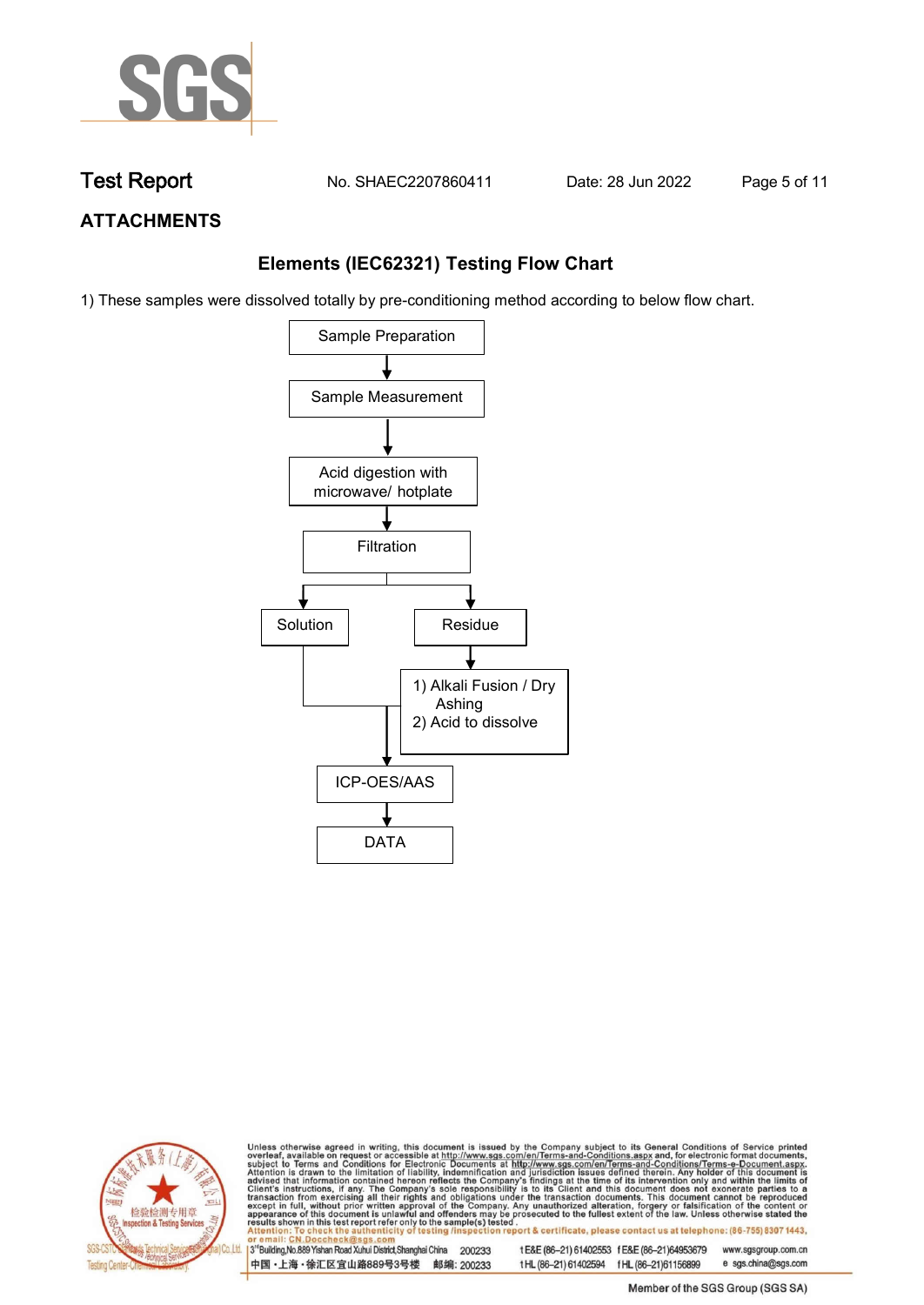## ATTACHMENTS

### Elements (IEC62321) Testing Flow Chart

1) These samples were dissolved totally by pre-conditioning method according to below flow chart.

```
Sample Preparation
        ↓
Sample Measurement
        ↓
Acid digestion with microwave/ hotplate
        ↓
Filtration
   ↓                ↓
Solution          Residue
   |                ↓
   |         1) Alkali Fusion / Dry Ashing
   |         2) Acid to dissolve
   ↓                ↓
      ICP-OES/AAS
        ↓
       DATA
```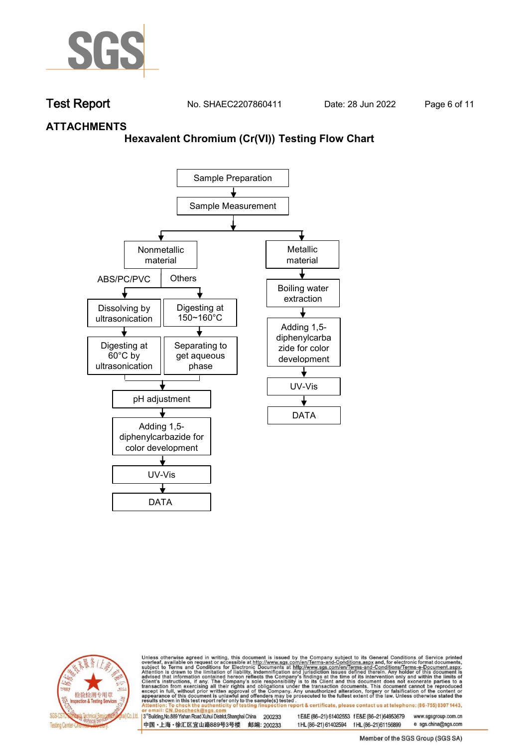**Test Report** No. SHAEC2207860411 Date: 28 Jun 2022

## ATTACHMENTS

### Hexavalent Chromium (Cr(VI)) Testing Flow Chart

Sample Preparation
↓
Sample Measurement
↓

- **Nonmetallic material**
  - ABS/PC/PVC
    - Dissolving by ultrasonication
    - ↓
    - Digesting at 60°C by ultrasonication
  - Others
    - Digesting at 150~160°C
    - ↓
    - Separating to get aqueous phase
  - ↓ (both branches)
  - pH adjustment
  - ↓
  - Adding 1,5-diphenylcarbazide for color development
  - ↓
  - UV-Vis
  - ↓
  - DATA

- **Metallic material**
  - Boiling water extraction
  - ↓
  - Adding 1,5-diphenylcarbazide for color development
  - ↓
  - UV-Vis
  - ↓
  - DATA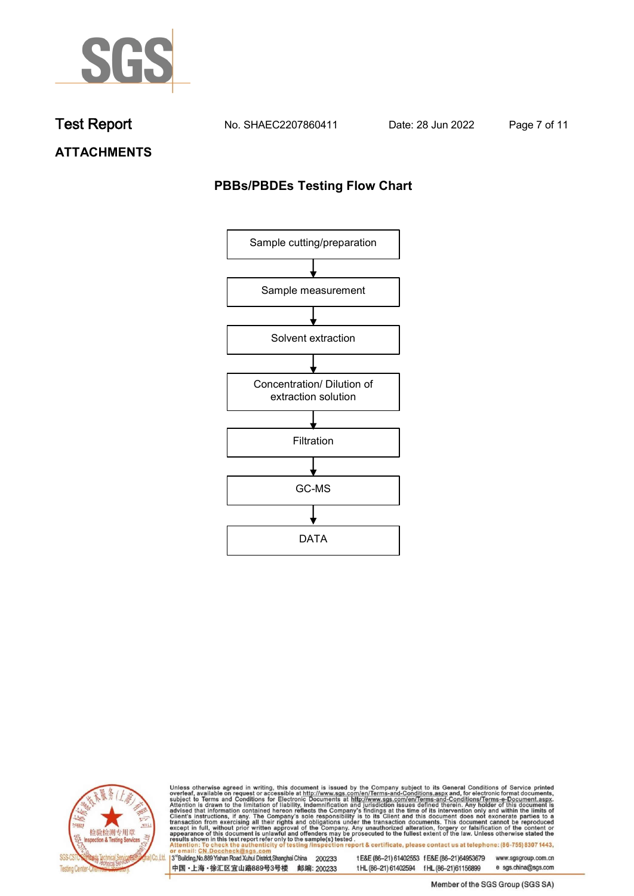## ATTACHMENTS

### PBBs/PBDEs Testing Flow Chart

Sample cutting/preparation

↓

Sample measurement

↓

Solvent extraction

↓

Concentration/ Dilution of extraction solution

↓

Filtration

↓

GC-MS

↓

DATA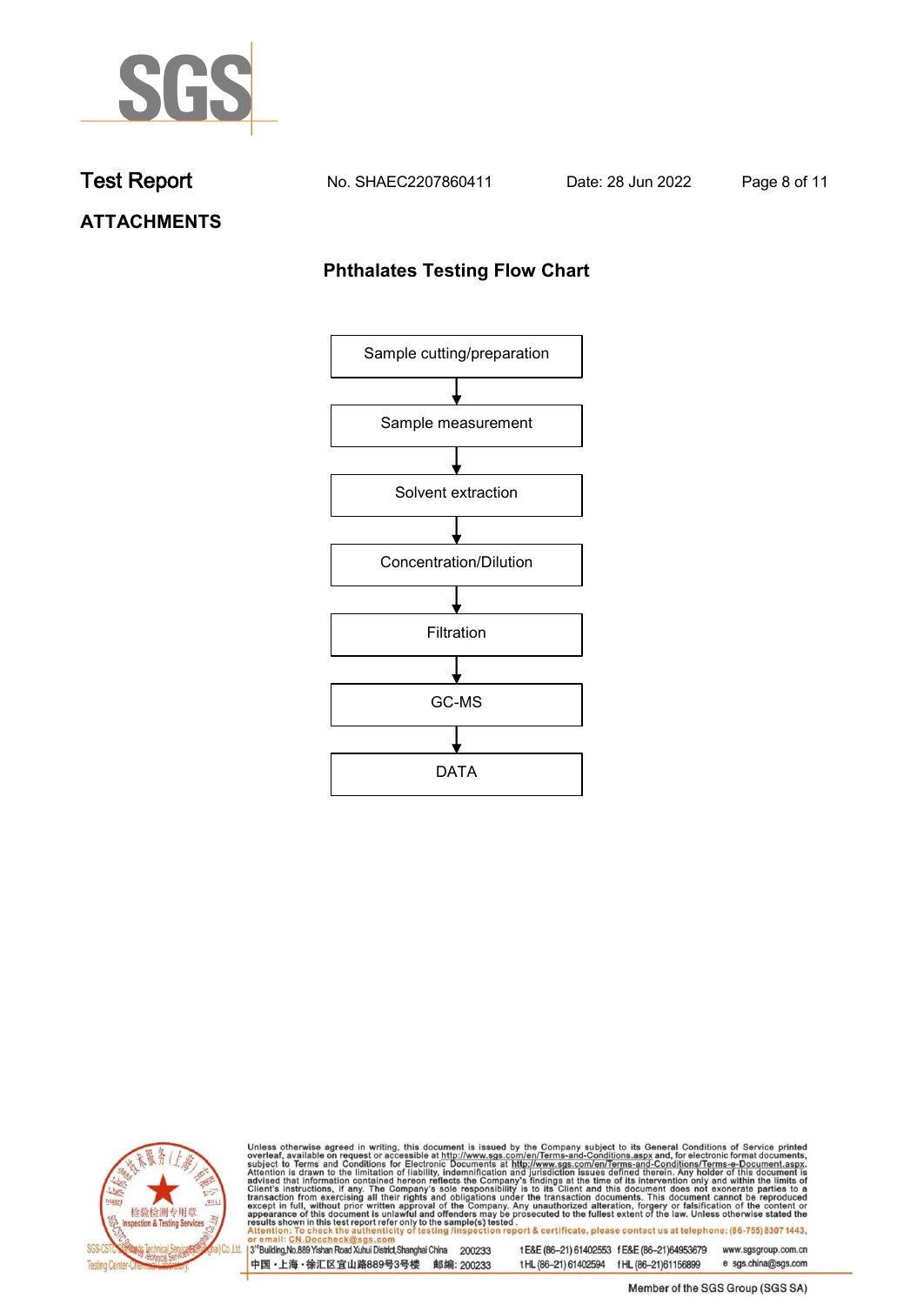# ATTACHMENTS

## Phthalates Testing Flow Chart

Sample cutting/preparation

↓

Sample measurement

↓

Solvent extraction

↓

Concentration/Dilution

↓

Filtration

↓

GC-MS

↓

DATA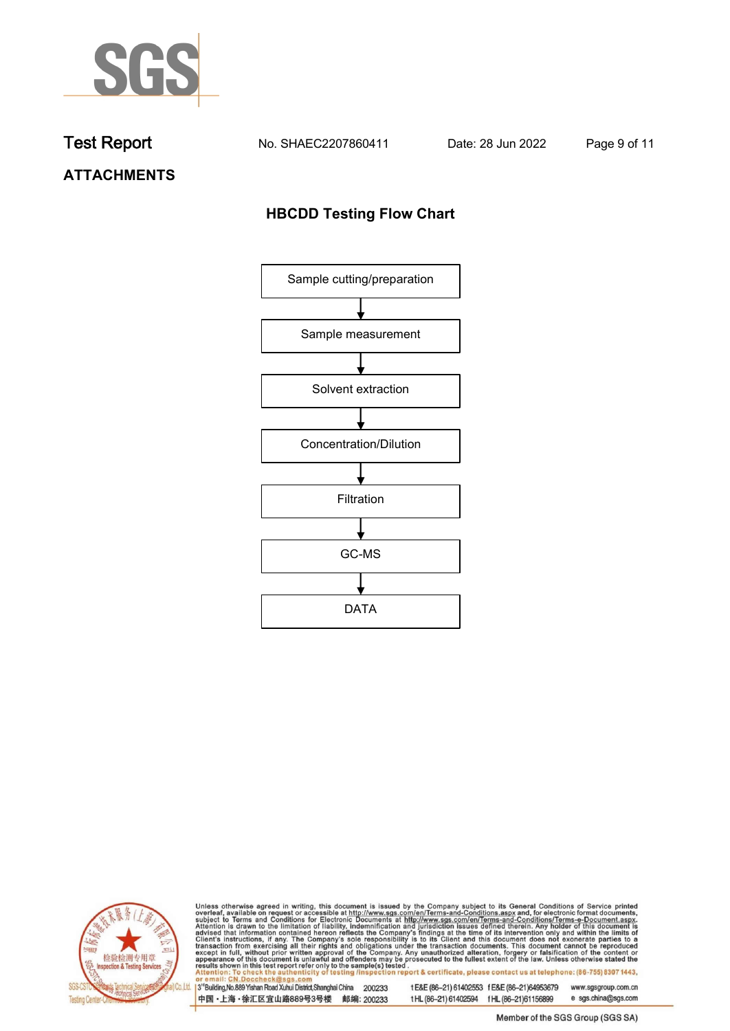## ATTACHMENTS

### HBCDD Testing Flow Chart

Sample cutting/preparation

↓

Sample measurement

↓

Solvent extraction

↓

Concentration/Dilution

↓

Filtration

↓

GC-MS

↓

DATA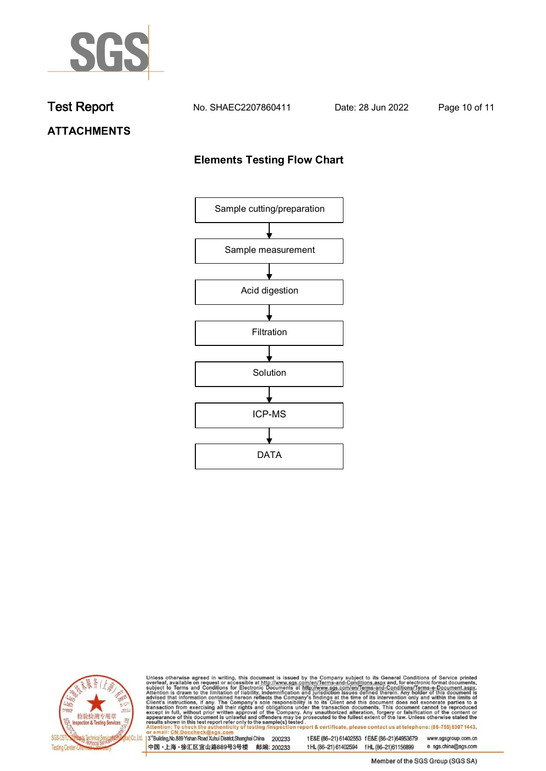## ATTACHMENTS

### Elements Testing Flow Chart

Sample cutting/preparation

↓

Sample measurement

↓

Acid digestion

↓

Filtration

↓

Solution

↓

ICP-MS

↓

DATA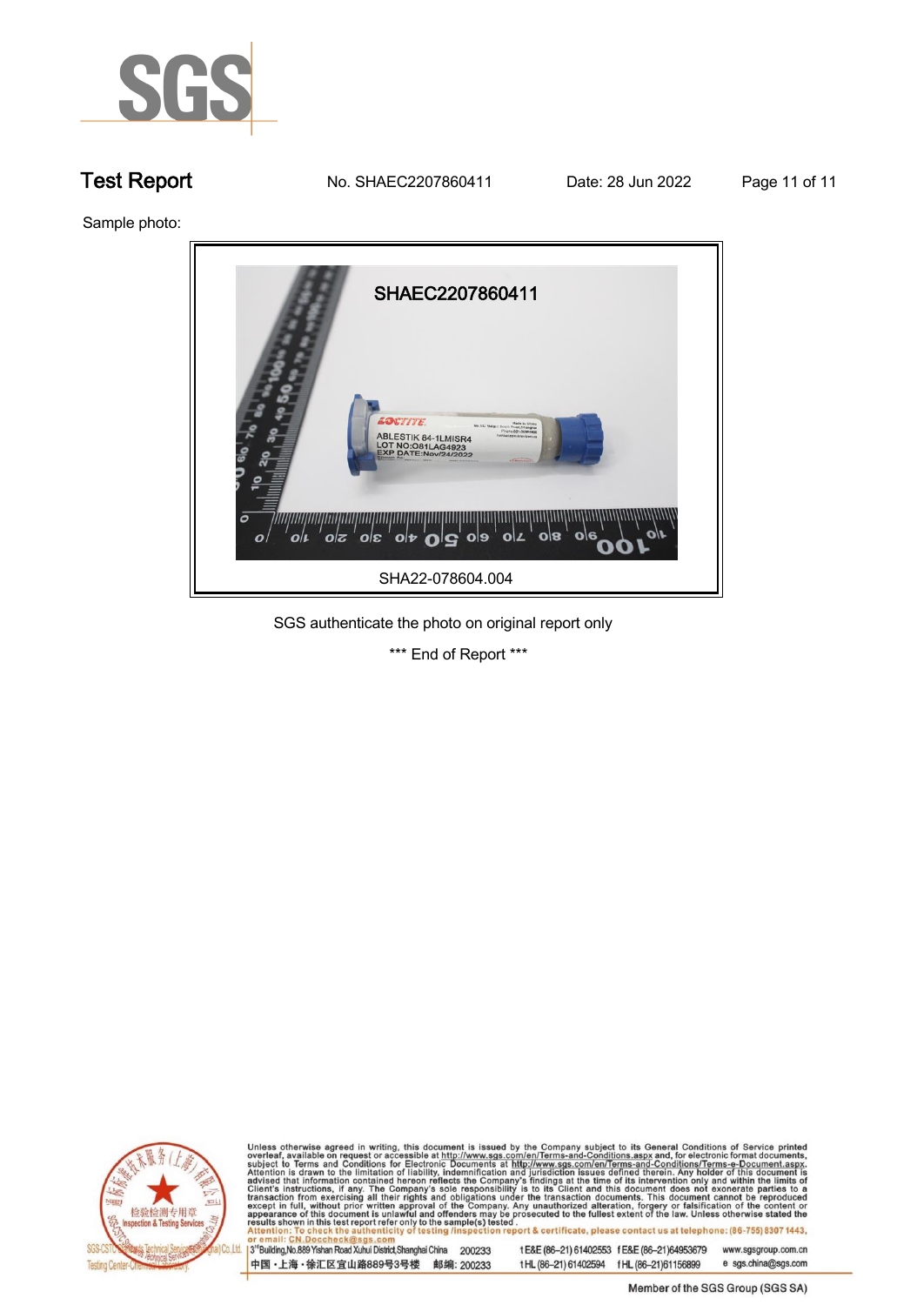# Test Report

No. SHAEC2207860411 Date: 28 Jun 2022

Sample photo:

SHAEC2207860411

SHA22-078604.004

SGS authenticate the photo on original report only

\*** End of Report \***

Unless otherwise agreed in writing, this document is issued by the Company subject to its General Conditions of Service printed overleaf, available on request or accessible at http://www.sgs.com/en/Terms-and-Conditions.aspx and, for electronic format documents, subject to Terms and Conditions for Electronic Documents at http://www.sgs.com/en/Terms-and-Conditions/Terms-e-Document.aspx. Attention is drawn to the limitation of liability, indemnification and jurisdiction issues defined therein. Any holder of this document is advised that information contained hereon reflects the Company's findings at the time of its intervention only and within the limits of Client's instructions, if any. The Company's sole responsibility is to its Client and this document does not exonerate parties to a transaction from exercising all their rights and obligations under the transaction documents. This document cannot be reproduced except in full, without prior written approval of the Company. Any unauthorized alteration, forgery or falsification of the content or appearance of this document is unlawful and offenders may be prosecuted to the fullest extent of the law. Unless otherwise stated the results shown in this test report refer only to the sample(s) tested.
Attention: To check the authenticity of testing /inspection report & certificate, please contact us at telephone: (86-755) 8307 1443, or email: CN.Doccheck@sgs.com

3rd Building, No.889 Yishan Road Xuhui District, Shanghai China 200233 t E&E (86-21) 61402553 f E&E (86-21)64953679 www.sgsgroup.com.cn

中国・上海・徐汇区宜山路889号3号楼 邮编: 200233 t HL (86-21) 61402594 f HL (86-21)61156899 e sgs.china@sgs.com

Member of the SGS Group (SGS SA)